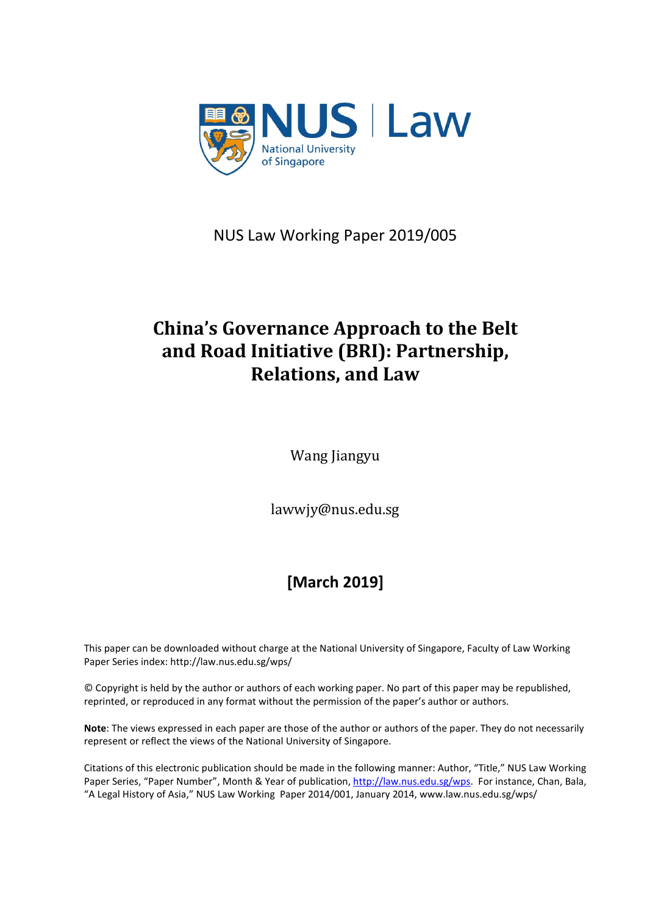NUS Law Working Paper 2019/005

# China's Governance Approach to the Belt and Road Initiative (BRI): Partnership, Relations, and Law

Wang Jiangyu

lawwjy@nus.edu.sg

**[March 2019]**

This paper can be downloaded without charge at the National University of Singapore, Faculty of Law Working Paper Series index: http://law.nus.edu.sg/wps/

© Copyright is held by the author or authors of each working paper. No part of this paper may be republished, reprinted, or reproduced in any format without the permission of the paper's author or authors.

**Note**: The views expressed in each paper are those of the author or authors of the paper. They do not necessarily represent or reflect the views of the National University of Singapore.

Citations of this electronic publication should be made in the following manner: Author, "Title," NUS Law Working Paper Series, "Paper Number", Month & Year of publication, http://law.nus.edu.sg/wps. For instance, Chan, Bala, "A Legal History of Asia," NUS Law Working Paper 2014/001, January 2014, www.law.nus.edu.sg/wps/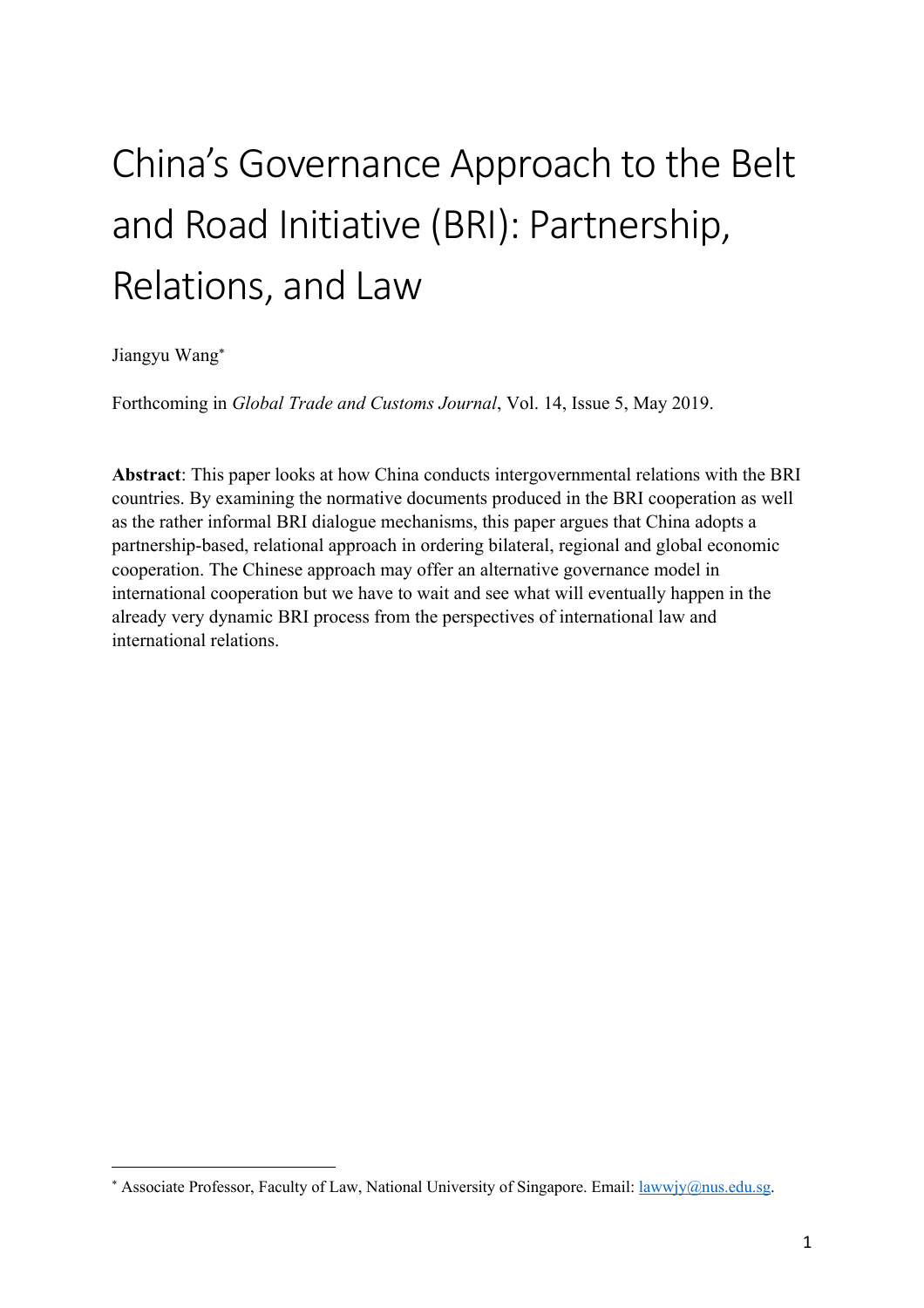# China's Governance Approach to the Belt and Road Initiative (BRI): Partnership, Relations, and Law

Jiangyu Wang[*]

Forthcoming in *Global Trade and Customs Journal*, Vol. 14, Issue 5, May 2019.

**Abstract**: This paper looks at how China conducts intergovernmental relations with the BRI countries. By examining the normative documents produced in the BRI cooperation as well as the rather informal BRI dialogue mechanisms, this paper argues that China adopts a partnership-based, relational approach in ordering bilateral, regional and global economic cooperation. The Chinese approach may offer an alternative governance model in international cooperation but we have to wait and see what will eventually happen in the already very dynamic BRI process from the perspectives of international law and international relations.

---

[*] Associate Professor, Faculty of Law, National University of Singapore. Email: lawwjy@nus.edu.sg.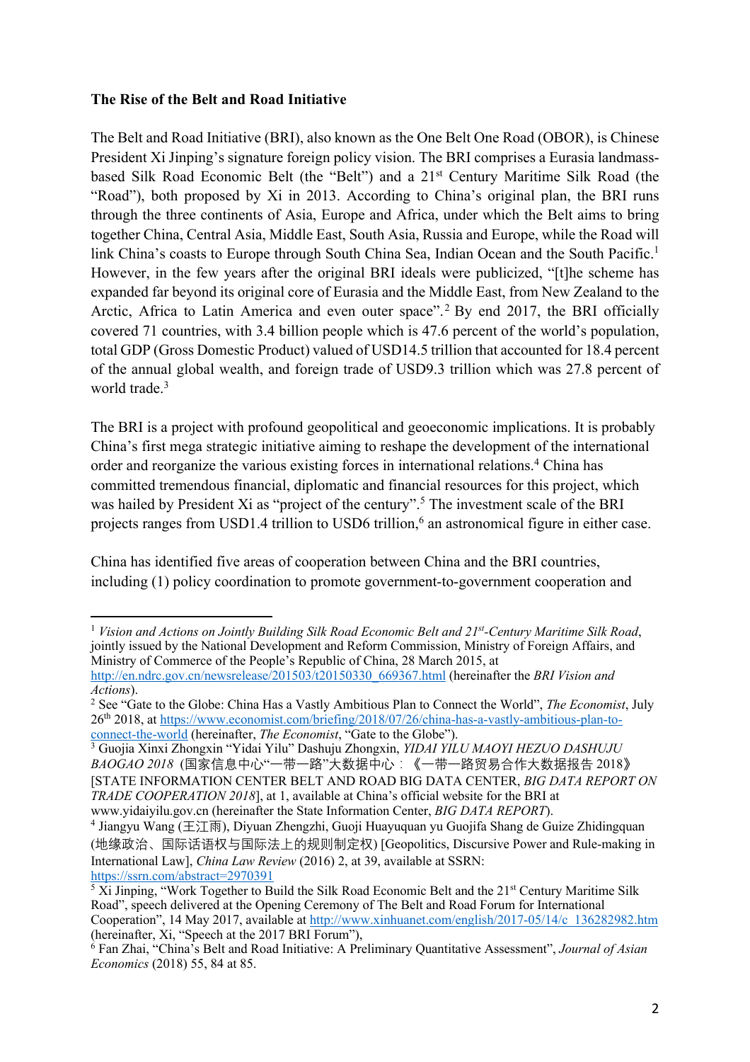**The Rise of the Belt and Road Initiative**

The Belt and Road Initiative (BRI), also known as the One Belt One Road (OBOR), is Chinese President Xi Jinping's signature foreign policy vision. The BRI comprises a Eurasia landmass-based Silk Road Economic Belt (the "Belt") and a 21st Century Maritime Silk Road (the "Road"), both proposed by Xi in 2013. According to China's original plan, the BRI runs through the three continents of Asia, Europe and Africa, under which the Belt aims to bring together China, Central Asia, Middle East, South Asia, Russia and Europe, while the Road will link China's coasts to Europe through South China Sea, Indian Ocean and the South Pacific.[1] However, in the few years after the original BRI ideals were publicized, "[t]he scheme has expanded far beyond its original core of Eurasia and the Middle East, from New Zealand to the Arctic, Africa to Latin America and even outer space".[2] By end 2017, the BRI officially covered 71 countries, with 3.4 billion people which is 47.6 percent of the world's population, total GDP (Gross Domestic Product) valued of USD14.5 trillion that accounted for 18.4 percent of the annual global wealth, and foreign trade of USD9.3 trillion which was 27.8 percent of world trade.[3]

The BRI is a project with profound geopolitical and geoeconomic implications. It is probably China's first mega strategic initiative aiming to reshape the development of the international order and reorganize the various existing forces in international relations.[4] China has committed tremendous financial, diplomatic and financial resources for this project, which was hailed by President Xi as "project of the century".[5] The investment scale of the BRI projects ranges from USD1.4 trillion to USD6 trillion,[6] an astronomical figure in either case.

China has identified five areas of cooperation between China and the BRI countries, including (1) policy coordination to promote government-to-government cooperation and

---

[1] *Vision and Actions on Jointly Building Silk Road Economic Belt and 21st-Century Maritime Silk Road*, jointly issued by the National Development and Reform Commission, Ministry of Foreign Affairs, and Ministry of Commerce of the People's Republic of China, 28 March 2015, at http://en.ndrc.gov.cn/newsrelease/201503/t20150330_669367.html (hereinafter the *BRI Vision and Actions*).

[2] See "Gate to the Globe: China Has a Vastly Ambitious Plan to Connect the World", *The Economist*, July 26th 2018, at https://www.economist.com/briefing/2018/07/26/china-has-a-vastly-ambitious-plan-to-connect-the-world (hereinafter, *The Economist*, "Gate to the Globe").

[3] Guojia Xinxi Zhongxin "Yidai Yilu" Dashuju Zhongxin, *YIDAI YILU MAOYI HEZUO DASHUJU BAOGAO 2018* (国家信息中心"一带一路"大数据中心：《一带一路贸易合作大数据报告 2018》 [STATE INFORMATION CENTER BELT AND ROAD BIG DATA CENTER, *BIG DATA REPORT ON TRADE COOPERATION 2018*], at 1, available at China's official website for the BRI at www.yidaiyilu.gov.cn (hereinafter the State Information Center, *BIG DATA REPORT*).

[4] Jiangyu Wang (王江雨), Diyuan Zhengzhi, Guoji Huayuquan yu Guojifa Shang de Guize Zhidingquan (地缘政治、国际话语权与国际法上的规则制定权) [Geopolitics, Discursive Power and Rule-making in International Law], *China Law Review* (2016) 2, at 39, available at SSRN: https://ssrn.com/abstract=2970391

[5] Xi Jinping, "Work Together to Build the Silk Road Economic Belt and the 21st Century Maritime Silk Road", speech delivered at the Opening Ceremony of The Belt and Road Forum for International Cooperation", 14 May 2017, available at http://www.xinhuanet.com/english/2017-05/14/c_136282982.htm (hereinafter, Xi, "Speech at the 2017 BRI Forum"),

[6] Fan Zhai, "China's Belt and Road Initiative: A Preliminary Quantitative Assessment", *Journal of Asian Economics* (2018) 55, 84 at 85.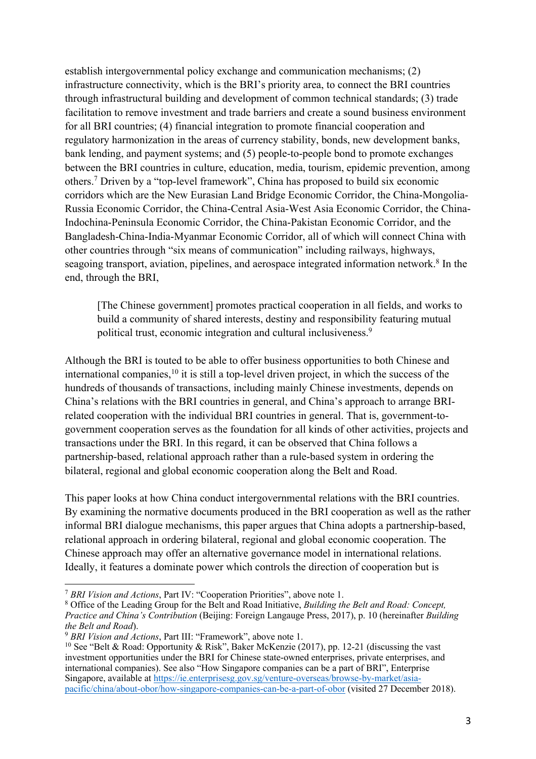establish intergovernmental policy exchange and communication mechanisms; (2) infrastructure connectivity, which is the BRI's priority area, to connect the BRI countries through infrastructural building and development of common technical standards; (3) trade facilitation to remove investment and trade barriers and create a sound business environment for all BRI countries; (4) financial integration to promote financial cooperation and regulatory harmonization in the areas of currency stability, bonds, new development banks, bank lending, and payment systems; and (5) people-to-people bond to promote exchanges between the BRI countries in culture, education, media, tourism, epidemic prevention, among others.[7] Driven by a "top-level framework", China has proposed to build six economic corridors which are the New Eurasian Land Bridge Economic Corridor, the China-Mongolia-Russia Economic Corridor, the China-Central Asia-West Asia Economic Corridor, the China-Indochina-Peninsula Economic Corridor, the China-Pakistan Economic Corridor, and the Bangladesh-China-India-Myanmar Economic Corridor, all of which will connect China with other countries through "six means of communication" including railways, highways, seagoing transport, aviation, pipelines, and aerospace integrated information network.[8] In the end, through the BRI,

> [The Chinese government] promotes practical cooperation in all fields, and works to build a community of shared interests, destiny and responsibility featuring mutual political trust, economic integration and cultural inclusiveness.[9]

Although the BRI is touted to be able to offer business opportunities to both Chinese and international companies,[10] it is still a top-level driven project, in which the success of the hundreds of thousands of transactions, including mainly Chinese investments, depends on China's relations with the BRI countries in general, and China's approach to arrange BRI-related cooperation with the individual BRI countries in general. That is, government-to-government cooperation serves as the foundation for all kinds of other activities, projects and transactions under the BRI. In this regard, it can be observed that China follows a partnership-based, relational approach rather than a rule-based system in ordering the bilateral, regional and global economic cooperation along the Belt and Road.

This paper looks at how China conduct intergovernmental relations with the BRI countries. By examining the normative documents produced in the BRI cooperation as well as the rather informal BRI dialogue mechanisms, this paper argues that China adopts a partnership-based, relational approach in ordering bilateral, regional and global economic cooperation. The Chinese approach may offer an alternative governance model in international relations. Ideally, it features a dominate power which controls the direction of cooperation but is

---

[7] *BRI Vision and Actions*, Part IV: "Cooperation Priorities", above note 1.

[8] Office of the Leading Group for the Belt and Road Initiative, *Building the Belt and Road: Concept, Practice and China's Contribution* (Beijing: Foreign Langauge Press, 2017), p. 10 (hereinafter *Building the Belt and Road*).

[9] *BRI Vision and Actions*, Part III: "Framework", above note 1.

[10] See "Belt & Road: Opportunity & Risk", Baker McKenzie (2017), pp. 12-21 (discussing the vast investment opportunities under the BRI for Chinese state-owned enterprises, private enterprises, and international companies). See also "How Singapore companies can be a part of BRI", Enterprise Singapore, available at https://ie.enterprisesg.gov.sg/venture-overseas/browse-by-market/asia-pacific/china/about-obor/how-singapore-companies-can-be-a-part-of-obor (visited 27 December 2018).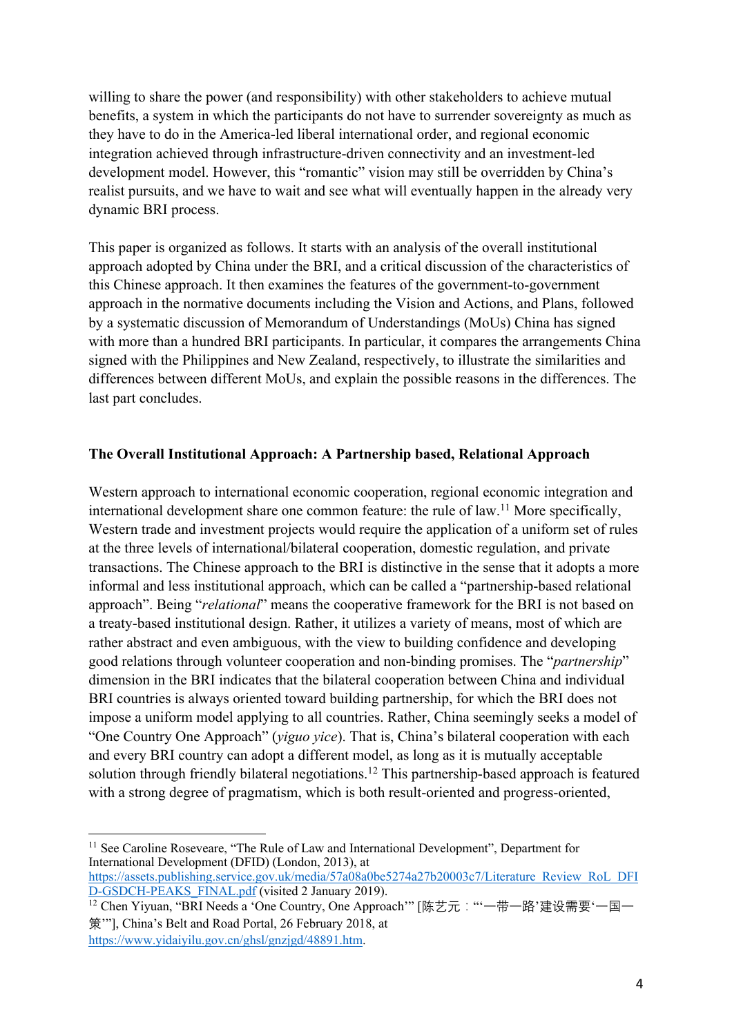willing to share the power (and responsibility) with other stakeholders to achieve mutual benefits, a system in which the participants do not have to surrender sovereignty as much as they have to do in the America-led liberal international order, and regional economic integration achieved through infrastructure-driven connectivity and an investment-led development model. However, this "romantic" vision may still be overridden by China's realist pursuits, and we have to wait and see what will eventually happen in the already very dynamic BRI process.

This paper is organized as follows. It starts with an analysis of the overall institutional approach adopted by China under the BRI, and a critical discussion of the characteristics of this Chinese approach. It then examines the features of the government-to-government approach in the normative documents including the Vision and Actions, and Plans, followed by a systematic discussion of Memorandum of Understandings (MoUs) China has signed with more than a hundred BRI participants. In particular, it compares the arrangements China signed with the Philippines and New Zealand, respectively, to illustrate the similarities and differences between different MoUs, and explain the possible reasons in the differences. The last part concludes.

## The Overall Institutional Approach: A Partnership based, Relational Approach

Western approach to international economic cooperation, regional economic integration and international development share one common feature: the rule of law.[11] More specifically, Western trade and investment projects would require the application of a uniform set of rules at the three levels of international/bilateral cooperation, domestic regulation, and private transactions. The Chinese approach to the BRI is distinctive in the sense that it adopts a more informal and less institutional approach, which can be called a "partnership-based relational approach". Being "*relational*" means the cooperative framework for the BRI is not based on a treaty-based institutional design. Rather, it utilizes a variety of means, most of which are rather abstract and even ambiguous, with the view to building confidence and developing good relations through volunteer cooperation and non-binding promises. The "*partnership*" dimension in the BRI indicates that the bilateral cooperation between China and individual BRI countries is always oriented toward building partnership, for which the BRI does not impose a uniform model applying to all countries. Rather, China seemingly seeks a model of "One Country One Approach" (*yiguo yice*). That is, China's bilateral cooperation with each and every BRI country can adopt a different model, as long as it is mutually acceptable solution through friendly bilateral negotiations.[12] This partnership-based approach is featured with a strong degree of pragmatism, which is both result-oriented and progress-oriented,

---

[11] See Caroline Roseveare, "The Rule of Law and International Development", Department for International Development (DFID) (London, 2013), at https://assets.publishing.service.gov.uk/media/57a08a0be5274a27b20003c7/Literature_Review_RoL_DFID-GSDCH-PEAKS_FINAL.pdf (visited 2 January 2019).

[12] Chen Yiyuan, "BRI Needs a 'One Country, One Approach'" [陈艺元："'一带一路'建设需要'一国一策'"], China's Belt and Road Portal, 26 February 2018, at https://www.yidaiyilu.gov.cn/ghsl/gnzjgd/48891.htm.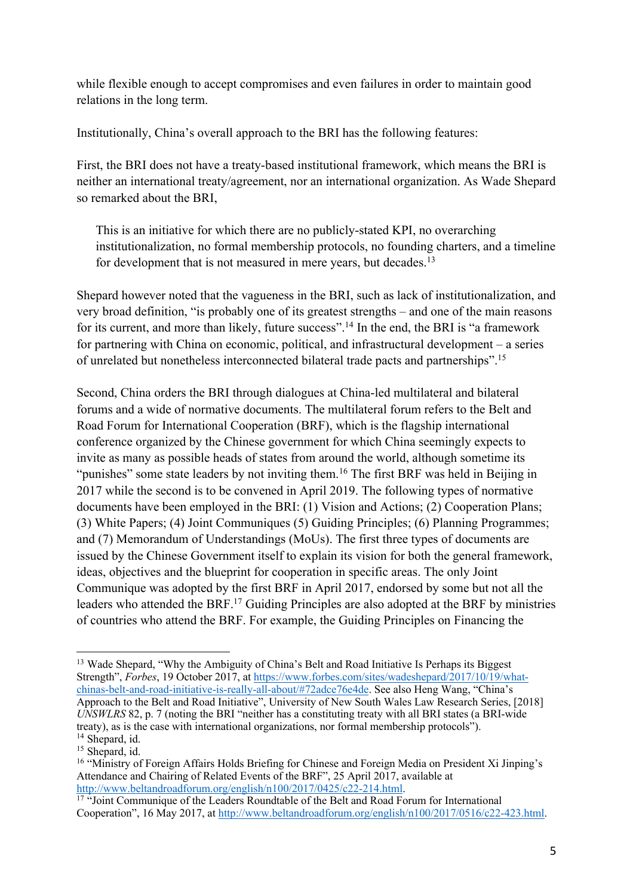while flexible enough to accept compromises and even failures in order to maintain good relations in the long term.

Institutionally, China's overall approach to the BRI has the following features:

First, the BRI does not have a treaty-based institutional framework, which means the BRI is neither an international treaty/agreement, nor an international organization. As Wade Shepard so remarked about the BRI,

> This is an initiative for which there are no publicly-stated KPI, no overarching institutionalization, no formal membership protocols, no founding charters, and a timeline for development that is not measured in mere years, but decades.[13]

Shepard however noted that the vagueness in the BRI, such as lack of institutionalization, and very broad definition, "is probably one of its greatest strengths – and one of the main reasons for its current, and more than likely, future success".[14] In the end, the BRI is "a framework for partnering with China on economic, political, and infrastructural development – a series of unrelated but nonetheless interconnected bilateral trade pacts and partnerships".[15]

Second, China orders the BRI through dialogues at China-led multilateral and bilateral forums and a wide of normative documents. The multilateral forum refers to the Belt and Road Forum for International Cooperation (BRF), which is the flagship international conference organized by the Chinese government for which China seemingly expects to invite as many as possible heads of states from around the world, although sometime its "punishes" some state leaders by not inviting them.[16] The first BRF was held in Beijing in 2017 while the second is to be convened in April 2019. The following types of normative documents have been employed in the BRI: (1) Vision and Actions; (2) Cooperation Plans; (3) White Papers; (4) Joint Communiques (5) Guiding Principles; (6) Planning Programmes; and (7) Memorandum of Understandings (MoUs). The first three types of documents are issued by the Chinese Government itself to explain its vision for both the general framework, ideas, objectives and the blueprint for cooperation in specific areas. The only Joint Communique was adopted by the first BRF in April 2017, endorsed by some but not all the leaders who attended the BRF.[17] Guiding Principles are also adopted at the BRF by ministries of countries who attend the BRF. For example, the Guiding Principles on Financing the

---

[13] Wade Shepard, "Why the Ambiguity of China's Belt and Road Initiative Is Perhaps its Biggest Strength", *Forbes*, 19 October 2017, at https://www.forbes.com/sites/wadeshepard/2017/10/19/what-chinas-belt-and-road-initiative-is-really-all-about/#72adce76e4de. See also Heng Wang, "China's Approach to the Belt and Road Initiative", University of New South Wales Law Research Series, [2018] *UNSWLRS* 82, p. 7 (noting the BRI "neither has a constituting treaty with all BRI states (a BRI-wide treaty), as is the case with international organizations, nor formal membership protocols").

[14] Shepard, id.

[15] Shepard, id.

[16] "Ministry of Foreign Affairs Holds Briefing for Chinese and Foreign Media on President Xi Jinping's Attendance and Chairing of Related Events of the BRF", 25 April 2017, available at http://www.beltandroadforum.org/english/n100/2017/0425/c22-214.html.

[17] "Joint Communique of the Leaders Roundtable of the Belt and Road Forum for International Cooperation", 16 May 2017, at http://www.beltandroadforum.org/english/n100/2017/0516/c22-423.html.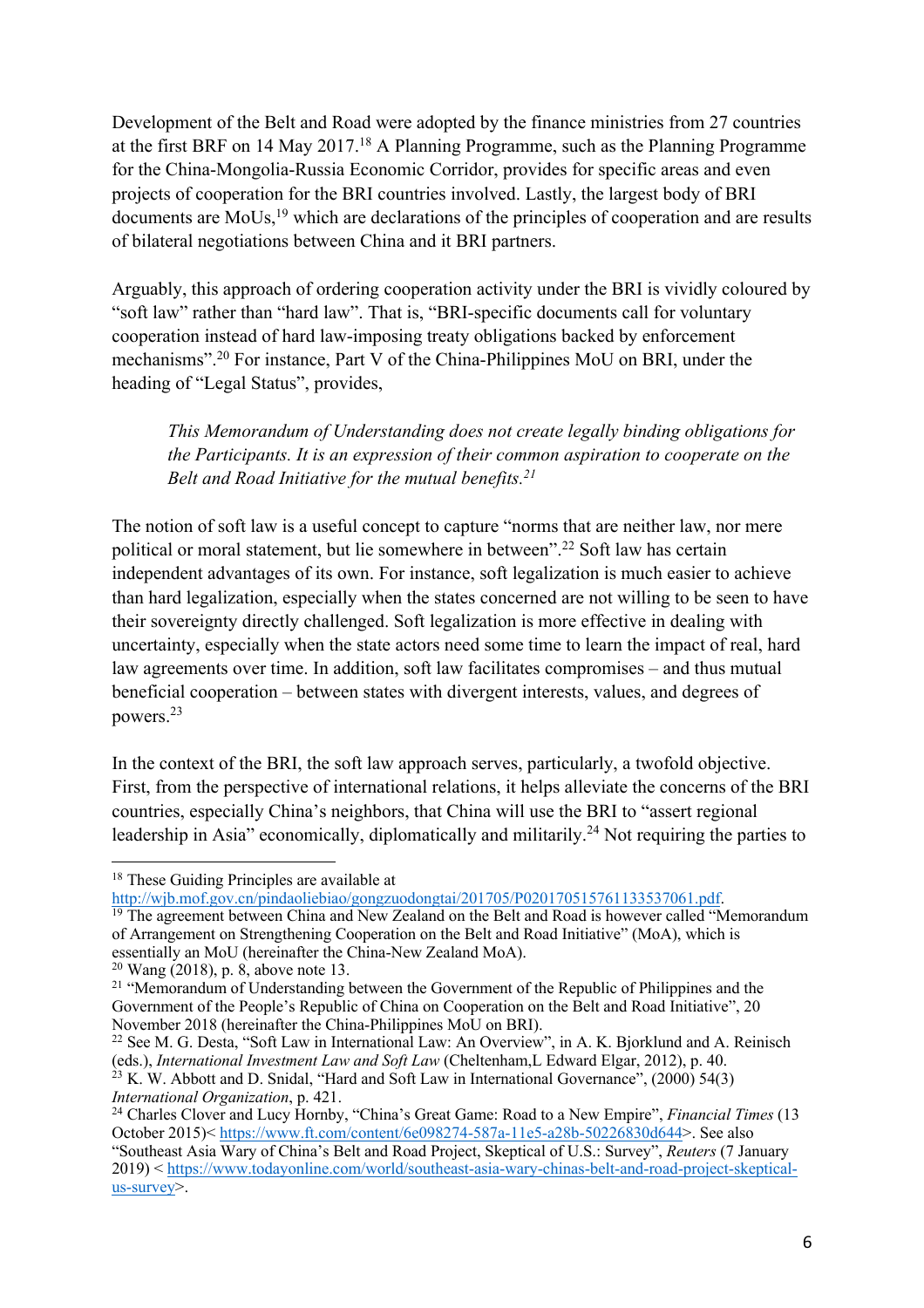Development of the Belt and Road were adopted by the finance ministries from 27 countries at the first BRF on 14 May 2017.[18] A Planning Programme, such as the Planning Programme for the China-Mongolia-Russia Economic Corridor, provides for specific areas and even projects of cooperation for the BRI countries involved. Lastly, the largest body of BRI documents are MoUs,[19] which are declarations of the principles of cooperation and are results of bilateral negotiations between China and it BRI partners.

Arguably, this approach of ordering cooperation activity under the BRI is vividly coloured by "soft law" rather than "hard law". That is, "BRI-specific documents call for voluntary cooperation instead of hard law-imposing treaty obligations backed by enforcement mechanisms".[20] For instance, Part V of the China-Philippines MoU on BRI, under the heading of "Legal Status", provides,

> *This Memorandum of Understanding does not create legally binding obligations for the Participants. It is an expression of their common aspiration to cooperate on the Belt and Road Initiative for the mutual benefits.*[21]

The notion of soft law is a useful concept to capture "norms that are neither law, nor mere political or moral statement, but lie somewhere in between".[22] Soft law has certain independent advantages of its own. For instance, soft legalization is much easier to achieve than hard legalization, especially when the states concerned are not willing to be seen to have their sovereignty directly challenged. Soft legalization is more effective in dealing with uncertainty, especially when the state actors need some time to learn the impact of real, hard law agreements over time. In addition, soft law facilitates compromises – and thus mutual beneficial cooperation – between states with divergent interests, values, and degrees of powers.[23]

In the context of the BRI, the soft law approach serves, particularly, a twofold objective. First, from the perspective of international relations, it helps alleviate the concerns of the BRI countries, especially China's neighbors, that China will use the BRI to "assert regional leadership in Asia" economically, diplomatically and militarily.[24] Not requiring the parties to

---

[18] These Guiding Principles are available at http://wjb.mof.gov.cn/pindaoliebiao/gongzuodongtai/201705/P020170515761133537061.pdf.

[19] The agreement between China and New Zealand on the Belt and Road is however called "Memorandum of Arrangement on Strengthening Cooperation on the Belt and Road Initiative" (MoA), which is essentially an MoU (hereinafter the China-New Zealand MoA).

[20] Wang (2018), p. 8, above note 13.

[21] "Memorandum of Understanding between the Government of the Republic of Philippines and the Government of the People's Republic of China on Cooperation on the Belt and Road Initiative", 20 November 2018 (hereinafter the China-Philippines MoU on BRI).

[22] See M. G. Desta, "Soft Law in International Law: An Overview", in A. K. Bjorklund and A. Reinisch (eds.), *International Investment Law and Soft Law* (Cheltenham,L Edward Elgar, 2012), p. 40.

[23] K. W. Abbott and D. Snidal, "Hard and Soft Law in International Governance", (2000) 54(3) *International Organization*, p. 421.

[24] Charles Clover and Lucy Hornby, "China's Great Game: Road to a New Empire", *Financial Times* (13 October 2015)< https://www.ft.com/content/6e098274-587a-11e5-a28b-50226830d644>. See also "Southeast Asia Wary of China's Belt and Road Project, Skeptical of U.S.: Survey", *Reuters* (7 January 2019) < https://www.todayonline.com/world/southeast-asia-wary-chinas-belt-and-road-project-skeptical-us-survey>.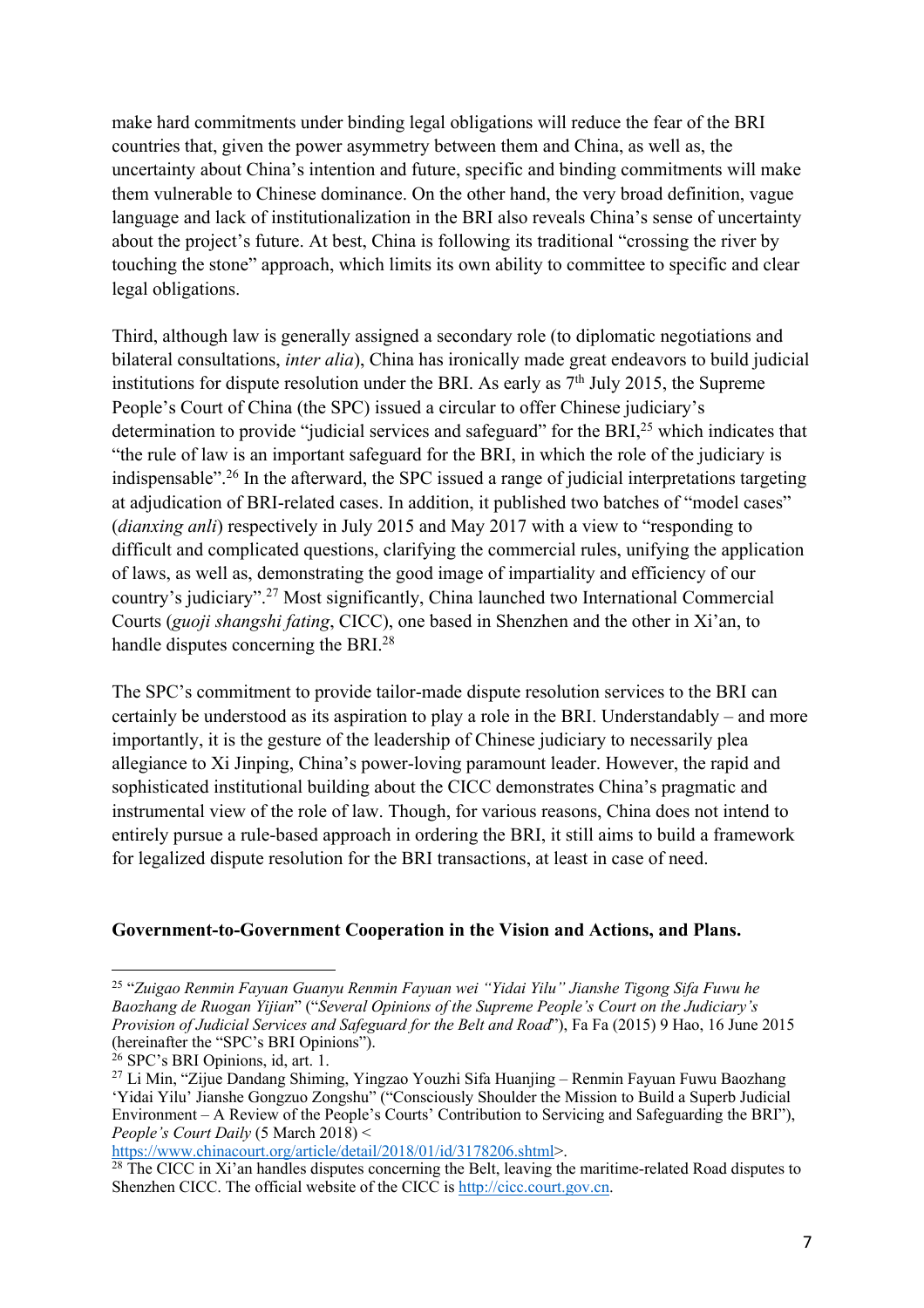make hard commitments under binding legal obligations will reduce the fear of the BRI countries that, given the power asymmetry between them and China, as well as, the uncertainty about China's intention and future, specific and binding commitments will make them vulnerable to Chinese dominance. On the other hand, the very broad definition, vague language and lack of institutionalization in the BRI also reveals China's sense of uncertainty about the project's future. At best, China is following its traditional "crossing the river by touching the stone" approach, which limits its own ability to committee to specific and clear legal obligations.

Third, although law is generally assigned a secondary role (to diplomatic negotiations and bilateral consultations, *inter alia*), China has ironically made great endeavors to build judicial institutions for dispute resolution under the BRI. As early as 7th July 2015, the Supreme People's Court of China (the SPC) issued a circular to offer Chinese judiciary's determination to provide "judicial services and safeguard" for the BRI,[25] which indicates that "the rule of law is an important safeguard for the BRI, in which the role of the judiciary is indispensable".[26] In the afterward, the SPC issued a range of judicial interpretations targeting at adjudication of BRI-related cases. In addition, it published two batches of "model cases" (*dianxing anli*) respectively in July 2015 and May 2017 with a view to "responding to difficult and complicated questions, clarifying the commercial rules, unifying the application of laws, as well as, demonstrating the good image of impartiality and efficiency of our country's judiciary".[27] Most significantly, China launched two International Commercial Courts (*guoji shangshi fating*, CICC), one based in Shenzhen and the other in Xi'an, to handle disputes concerning the BRI.[28]

The SPC's commitment to provide tailor-made dispute resolution services to the BRI can certainly be understood as its aspiration to play a role in the BRI. Understandably – and more importantly, it is the gesture of the leadership of Chinese judiciary to necessarily plea allegiance to Xi Jinping, China's power-loving paramount leader. However, the rapid and sophisticated institutional building about the CICC demonstrates China's pragmatic and instrumental view of the role of law. Though, for various reasons, China does not intend to entirely pursue a rule-based approach in ordering the BRI, it still aims to build a framework for legalized dispute resolution for the BRI transactions, at least in case of need.

**Government-to-Government Cooperation in the Vision and Actions, and Plans.**

---

[25] "*Zuigao Renmin Fayuan Guanyu Renmin Fayuan wei "Yidai Yilu" Jianshe Tigong Sifa Fuwu he Baozhang de Ruogan Yijian*" ("*Several Opinions of the Supreme People's Court on the Judiciary's Provision of Judicial Services and Safeguard for the Belt and Road*"), Fa Fa (2015) 9 Hao, 16 June 2015 (hereinafter the "SPC's BRI Opinions").

[26] SPC's BRI Opinions, id, art. 1.

[27] Li Min, "Zijue Dandang Shiming, Yingzao Youzhi Sifa Huanjing – Renmin Fayuan Fuwu Baozhang 'Yidai Yilu' Jianshe Gongzuo Zongshu" ("Consciously Shoulder the Mission to Build a Superb Judicial Environment – A Review of the People's Courts' Contribution to Servicing and Safeguarding the BRI"), *People's Court Daily* (5 March 2018) <https://www.chinacourt.org/article/detail/2018/01/id/3178206.shtml>.

[28] The CICC in Xi'an handles disputes concerning the Belt, leaving the maritime-related Road disputes to Shenzhen CICC. The official website of the CICC is http://cicc.court.gov.cn.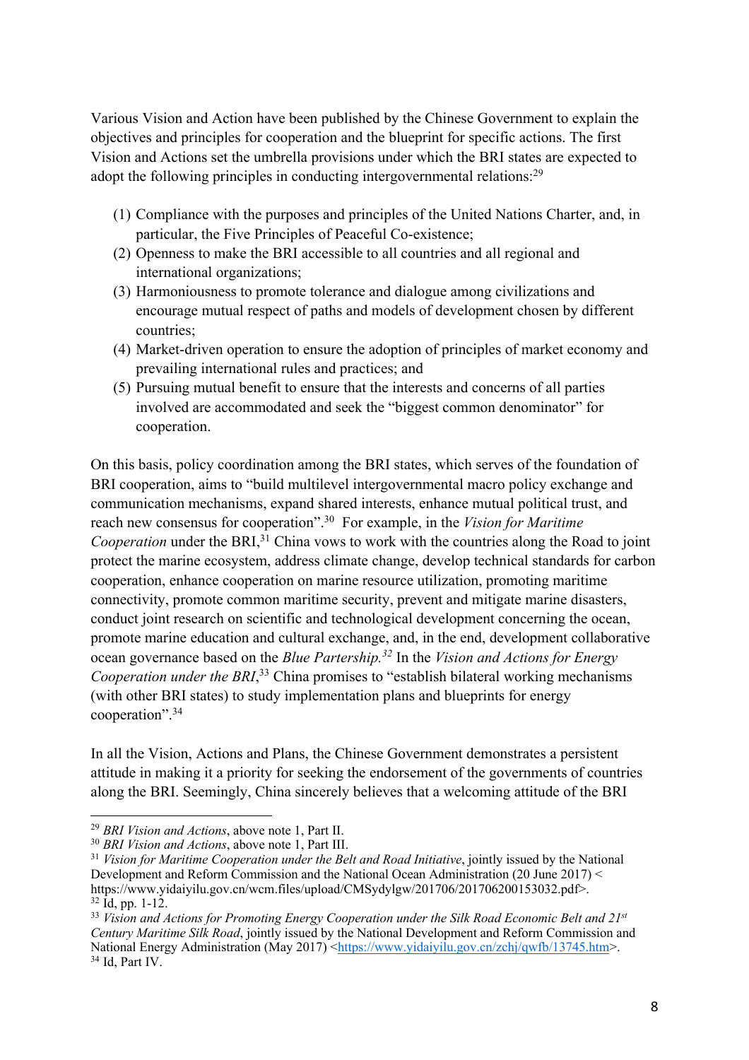Various Vision and Action have been published by the Chinese Government to explain the objectives and principles for cooperation and the blueprint for specific actions. The first Vision and Actions set the umbrella provisions under which the BRI states are expected to adopt the following principles in conducting intergovernmental relations:[29]

(1) Compliance with the purposes and principles of the United Nations Charter, and, in particular, the Five Principles of Peaceful Co-existence;
(2) Openness to make the BRI accessible to all countries and all regional and international organizations;
(3) Harmoniousness to promote tolerance and dialogue among civilizations and encourage mutual respect of paths and models of development chosen by different countries;
(4) Market-driven operation to ensure the adoption of principles of market economy and prevailing international rules and practices; and
(5) Pursuing mutual benefit to ensure that the interests and concerns of all parties involved are accommodated and seek the "biggest common denominator" for cooperation.

On this basis, policy coordination among the BRI states, which serves of the foundation of BRI cooperation, aims to "build multilevel intergovernmental macro policy exchange and communication mechanisms, expand shared interests, enhance mutual political trust, and reach new consensus for cooperation".[30] For example, in the *Vision for Maritime Cooperation* under the BRI,[31] China vows to work with the countries along the Road to joint protect the marine ecosystem, address climate change, develop technical standards for carbon cooperation, enhance cooperation on marine resource utilization, promoting maritime connectivity, promote common maritime security, prevent and mitigate marine disasters, conduct joint research on scientific and technological development concerning the ocean, promote marine education and cultural exchange, and, in the end, development collaborative ocean governance based on the *Blue Partership.*[32] In the *Vision and Actions for Energy Cooperation under the BRI*,[33] China promises to "establish bilateral working mechanisms (with other BRI states) to study implementation plans and blueprints for energy cooperation".[34]

In all the Vision, Actions and Plans, the Chinese Government demonstrates a persistent attitude in making it a priority for seeking the endorsement of the governments of countries along the BRI. Seemingly, China sincerely believes that a welcoming attitude of the BRI

---

[29] *BRI Vision and Actions*, above note 1, Part II.

[30] *BRI Vision and Actions*, above note 1, Part III.

[31] *Vision for Maritime Cooperation under the Belt and Road Initiative*, jointly issued by the National Development and Reform Commission and the National Ocean Administration (20 June 2017) < https://www.yidaiyilu.gov.cn/wcm.files/upload/CMSydylgw/201706/201706200153032.pdf>.

[32] Id, pp. 1-12.

[33] *Vision and Actions for Promoting Energy Cooperation under the Silk Road Economic Belt and 21st Century Maritime Silk Road*, jointly issued by the National Development and Reform Commission and National Energy Administration (May 2017) <https://www.yidaiyilu.gov.cn/zchj/qwfb/13745.htm>.

[34] Id, Part IV.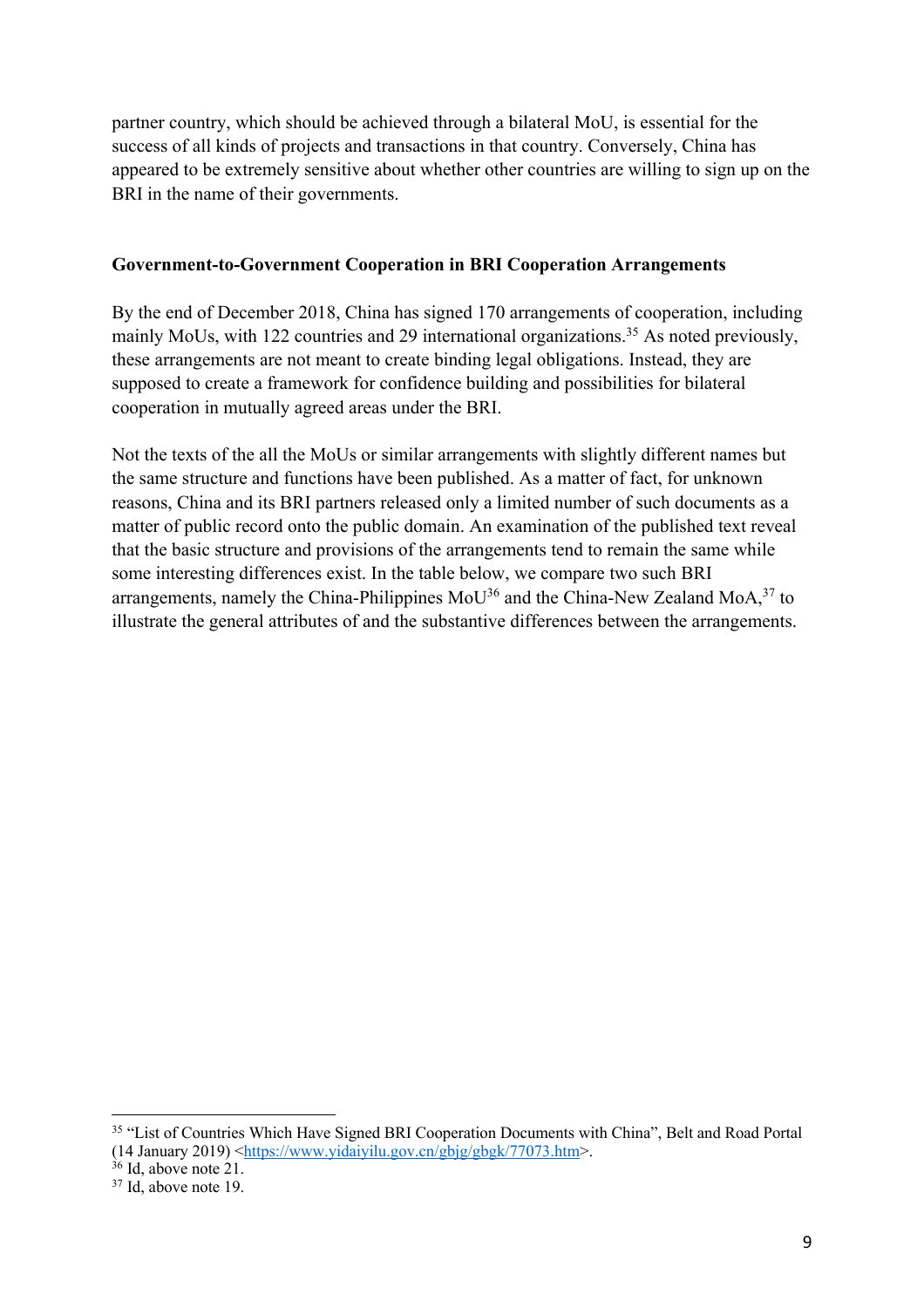partner country, which should be achieved through a bilateral MoU, is essential for the success of all kinds of projects and transactions in that country. Conversely, China has appeared to be extremely sensitive about whether other countries are willing to sign up on the BRI in the name of their governments.

**Government-to-Government Cooperation in BRI Cooperation Arrangements**

By the end of December 2018, China has signed 170 arrangements of cooperation, including mainly MoUs, with 122 countries and 29 international organizations.[35] As noted previously, these arrangements are not meant to create binding legal obligations. Instead, they are supposed to create a framework for confidence building and possibilities for bilateral cooperation in mutually agreed areas under the BRI.

Not the texts of the all the MoUs or similar arrangements with slightly different names but the same structure and functions have been published. As a matter of fact, for unknown reasons, China and its BRI partners released only a limited number of such documents as a matter of public record onto the public domain. An examination of the published text reveal that the basic structure and provisions of the arrangements tend to remain the same while some interesting differences exist. In the table below, we compare two such BRI arrangements, namely the China-Philippines MoU[36] and the China-New Zealand MoA,[37] to illustrate the general attributes of and the substantive differences between the arrangements.

---

[35] "List of Countries Which Have Signed BRI Cooperation Documents with China", Belt and Road Portal (14 January 2019) <https://www.yidaiyilu.gov.cn/gbjg/gbgk/77073.htm>.

[36] Id, above note 21.

[37] Id, above note 19.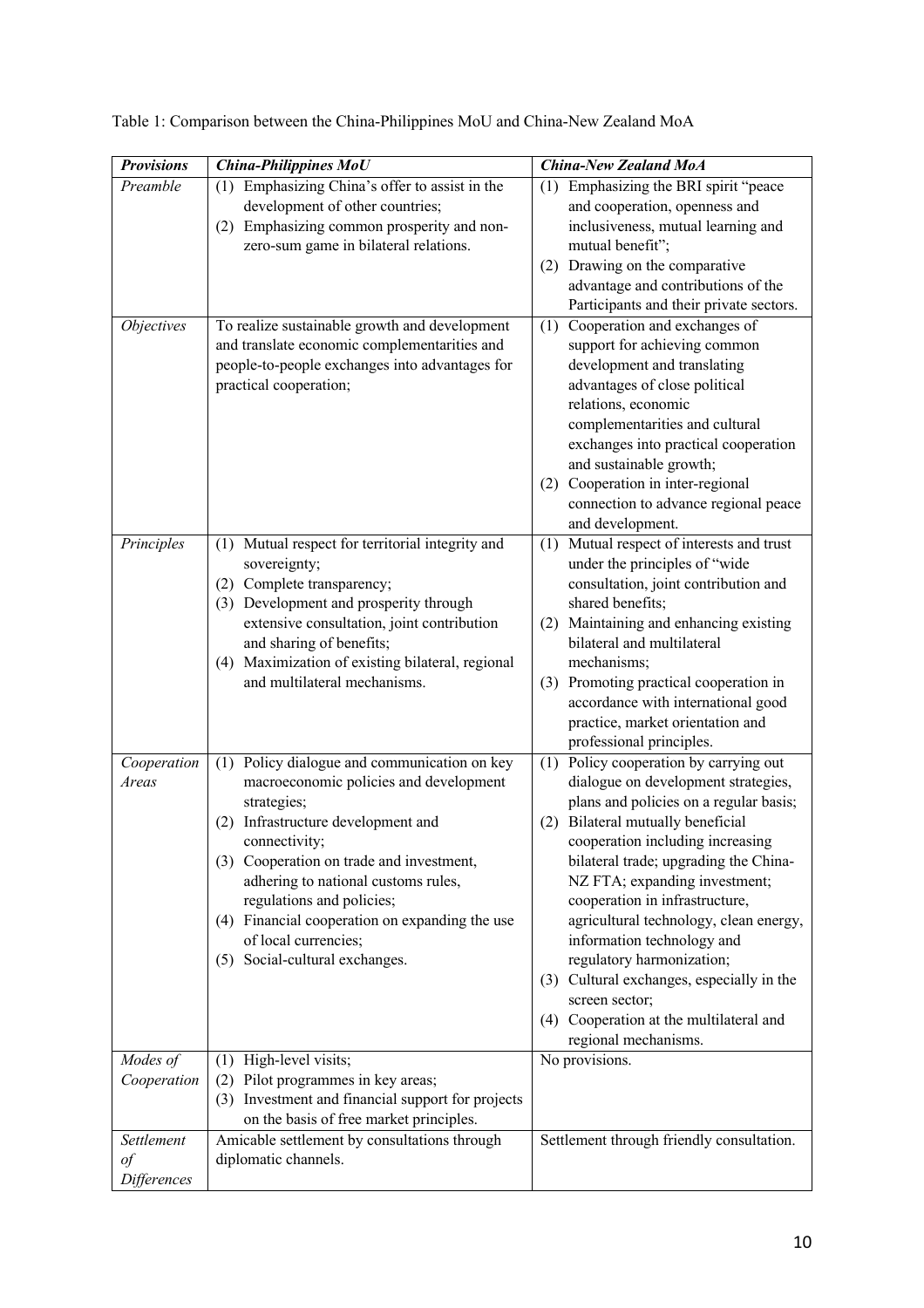Table 1: Comparison between the China-Philippines MoU and China-New Zealand MoA

| ***Provisions*** | ***China-Philippines MoU*** | ***China-New Zealand MoA*** |
|---|---|---|
| *Preamble* | (1) Emphasizing China's offer to assist in the development of other countries;<br>(2) Emphasizing common prosperity and non-zero-sum game in bilateral relations. | (1) Emphasizing the BRI spirit "peace and cooperation, openness and inclusiveness, mutual learning and mutual benefit";<br>(2) Drawing on the comparative advantage and contributions of the Participants and their private sectors. |
| *Objectives* | To realize sustainable growth and development and translate economic complementarities and people-to-people exchanges into advantages for practical cooperation; | (1) Cooperation and exchanges of support for achieving common development and translating advantages of close political relations, economic complementarities and cultural exchanges into practical cooperation and sustainable growth;<br>(2) Cooperation in inter-regional connection to advance regional peace and development. |
| *Principles* | (1) Mutual respect for territorial integrity and sovereignty;<br>(2) Complete transparency;<br>(3) Development and prosperity through extensive consultation, joint contribution and sharing of benefits;<br>(4) Maximization of existing bilateral, regional and multilateral mechanisms. | (1) Mutual respect of interests and trust under the principles of "wide consultation, joint contribution and shared benefits;<br>(2) Maintaining and enhancing existing bilateral and multilateral mechanisms;<br>(3) Promoting practical cooperation in accordance with international good practice, market orientation and professional principles. |
| *Cooperation Areas* | (1) Policy dialogue and communication on key macroeconomic policies and development strategies;<br>(2) Infrastructure development and connectivity;<br>(3) Cooperation on trade and investment, adhering to national customs rules, regulations and policies;<br>(4) Financial cooperation on expanding the use of local currencies;<br>(5) Social-cultural exchanges. | (1) Policy cooperation by carrying out dialogue on development strategies, plans and policies on a regular basis;<br>(2) Bilateral mutually beneficial cooperation including increasing bilateral trade; upgrading the China-NZ FTA; expanding investment; cooperation in infrastructure, agricultural technology, clean energy, information technology and regulatory harmonization;<br>(3) Cultural exchanges, especially in the screen sector;<br>(4) Cooperation at the multilateral and regional mechanisms. |
| *Modes of Cooperation* | (1) High-level visits;<br>(2) Pilot programmes in key areas;<br>(3) Investment and financial support for projects on the basis of free market principles. | No provisions. |
| *Settlement of Differences* | Amicable settlement by consultations through diplomatic channels. | Settlement through friendly consultation. |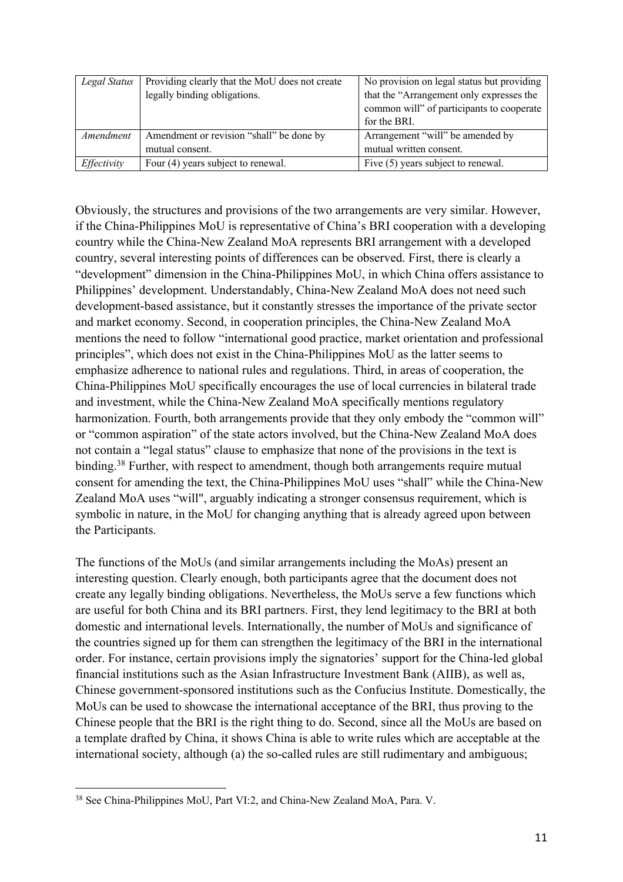| *Legal Status* | Providing clearly that the MoU does not create legally binding obligations. | No provision on legal status but providing that the "Arrangement only expresses the common will" of participants to cooperate for the BRI. |
|---|---|---|
| *Amendment* | Amendment or revision "shall" be done by mutual consent. | Arrangement "will" be amended by mutual written consent. |
| *Effectivity* | Four (4) years subject to renewal. | Five (5) years subject to renewal. |

Obviously, the structures and provisions of the two arrangements are very similar. However, if the China-Philippines MoU is representative of China's BRI cooperation with a developing country while the China-New Zealand MoA represents BRI arrangement with a developed country, several interesting points of differences can be observed. First, there is clearly a "development" dimension in the China-Philippines MoU, in which China offers assistance to Philippines' development. Understandably, China-New Zealand MoA does not need such development-based assistance, but it constantly stresses the importance of the private sector and market economy. Second, in cooperation principles, the China-New Zealand MoA mentions the need to follow "international good practice, market orientation and professional principles", which does not exist in the China-Philippines MoU as the latter seems to emphasize adherence to national rules and regulations. Third, in areas of cooperation, the China-Philippines MoU specifically encourages the use of local currencies in bilateral trade and investment, while the China-New Zealand MoA specifically mentions regulatory harmonization. Fourth, both arrangements provide that they only embody the "common will" or "common aspiration" of the state actors involved, but the China-New Zealand MoA does not contain a "legal status" clause to emphasize that none of the provisions in the text is binding.[38] Further, with respect to amendment, though both arrangements require mutual consent for amending the text, the China-Philippines MoU uses "shall" while the China-New Zealand MoA uses "will", arguably indicating a stronger consensus requirement, which is symbolic in nature, in the MoU for changing anything that is already agreed upon between the Participants.

The functions of the MoUs (and similar arrangements including the MoAs) present an interesting question. Clearly enough, both participants agree that the document does not create any legally binding obligations. Nevertheless, the MoUs serve a few functions which are useful for both China and its BRI partners. First, they lend legitimacy to the BRI at both domestic and international levels. Internationally, the number of MoUs and significance of the countries signed up for them can strengthen the legitimacy of the BRI in the international order. For instance, certain provisions imply the signatories' support for the China-led global financial institutions such as the Asian Infrastructure Investment Bank (AIIB), as well as, Chinese government-sponsored institutions such as the Confucius Institute. Domestically, the MoUs can be used to showcase the international acceptance of the BRI, thus proving to the Chinese people that the BRI is the right thing to do. Second, since all the MoUs are based on a template drafted by China, it shows China is able to write rules which are acceptable at the international society, although (a) the so-called rules are still rudimentary and ambiguous;

---

[38] See China-Philippines MoU, Part VI:2, and China-New Zealand MoA, Para. V.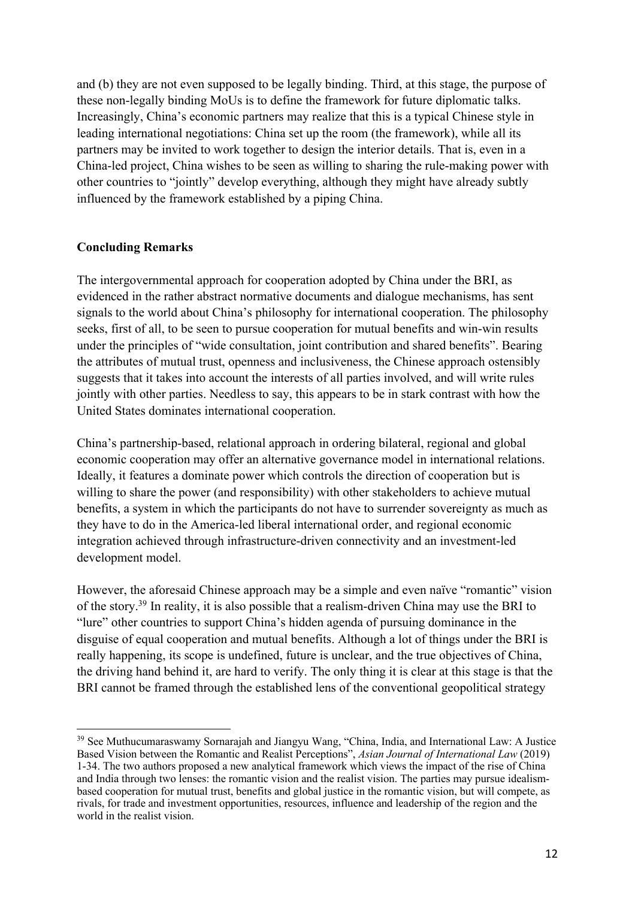and (b) they are not even supposed to be legally binding. Third, at this stage, the purpose of these non-legally binding MoUs is to define the framework for future diplomatic talks. Increasingly, China's economic partners may realize that this is a typical Chinese style in leading international negotiations: China set up the room (the framework), while all its partners may be invited to work together to design the interior details. That is, even in a China-led project, China wishes to be seen as willing to sharing the rule-making power with other countries to "jointly" develop everything, although they might have already subtly influenced by the framework established by a piping China.

**Concluding Remarks**

The intergovernmental approach for cooperation adopted by China under the BRI, as evidenced in the rather abstract normative documents and dialogue mechanisms, has sent signals to the world about China's philosophy for international cooperation. The philosophy seeks, first of all, to be seen to pursue cooperation for mutual benefits and win-win results under the principles of "wide consultation, joint contribution and shared benefits". Bearing the attributes of mutual trust, openness and inclusiveness, the Chinese approach ostensibly suggests that it takes into account the interests of all parties involved, and will write rules jointly with other parties. Needless to say, this appears to be in stark contrast with how the United States dominates international cooperation.

China's partnership-based, relational approach in ordering bilateral, regional and global economic cooperation may offer an alternative governance model in international relations. Ideally, it features a dominate power which controls the direction of cooperation but is willing to share the power (and responsibility) with other stakeholders to achieve mutual benefits, a system in which the participants do not have to surrender sovereignty as much as they have to do in the America-led liberal international order, and regional economic integration achieved through infrastructure-driven connectivity and an investment-led development model.

However, the aforesaid Chinese approach may be a simple and even naïve "romantic" vision of the story.[39] In reality, it is also possible that a realism-driven China may use the BRI to "lure" other countries to support China's hidden agenda of pursuing dominance in the disguise of equal cooperation and mutual benefits. Although a lot of things under the BRI is really happening, its scope is undefined, future is unclear, and the true objectives of China, the driving hand behind it, are hard to verify. The only thing it is clear at this stage is that the BRI cannot be framed through the established lens of the conventional geopolitical strategy

[39] See Muthucumaraswamy Sornarajah and Jiangyu Wang, "China, India, and International Law: A Justice Based Vision between the Romantic and Realist Perceptions", *Asian Journal of International Law* (2019) 1-34. The two authors proposed a new analytical framework which views the impact of the rise of China and India through two lenses: the romantic vision and the realist vision. The parties may pursue idealism-based cooperation for mutual trust, benefits and global justice in the romantic vision, but will compete, as rivals, for trade and investment opportunities, resources, influence and leadership of the region and the world in the realist vision.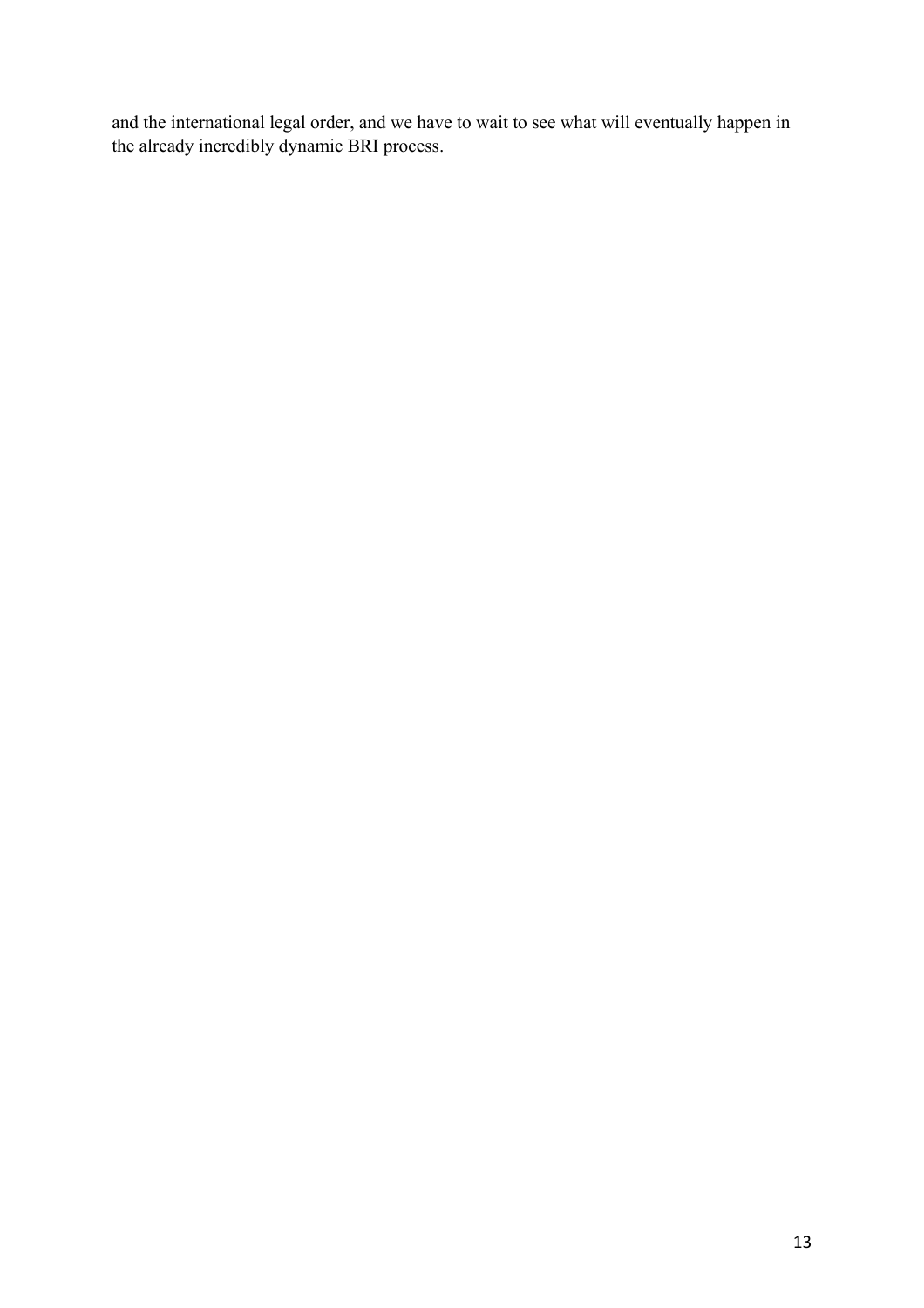and the international legal order, and we have to wait to see what will eventually happen in the already incredibly dynamic BRI process.